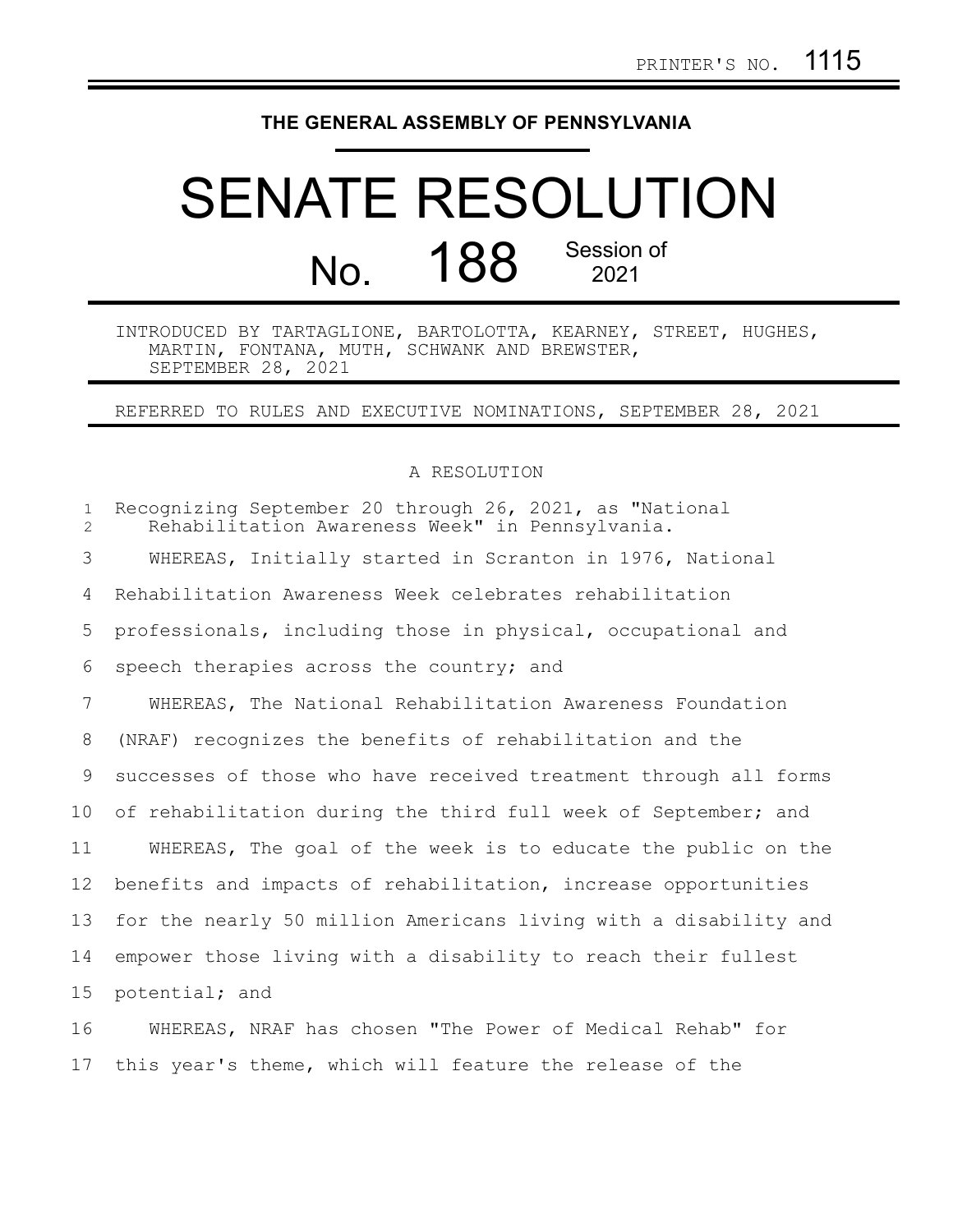PRINTER'S NO. 1115

# THE GENERAL ASSEMBLY OF PENNSYLVANIA

# SENATE RESOLUTION

## No. 188 Session of 2021

INTRODUCED BY TARTAGLIONE, BARTOLOTTA, KEARNEY, STREET, HUGHES, MARTIN, FONTANA, MUTH, SCHWANK AND BREWSTER, SEPTEMBER 28, 2021

REFERRED TO RULES AND EXECUTIVE NOMINATIONS, SEPTEMBER 28, 2021

A RESOLUTION

Recognizing September 20 through 26, 2021, as "National Rehabilitation Awareness Week" in Pennsylvania.

WHEREAS, Initially started in Scranton in 1976, National Rehabilitation Awareness Week celebrates rehabilitation professionals, including those in physical, occupational and speech therapies across the country; and

WHEREAS, The National Rehabilitation Awareness Foundation (NRAF) recognizes the benefits of rehabilitation and the successes of those who have received treatment through all forms of rehabilitation during the third full week of September; and

WHEREAS, The goal of the week is to educate the public on the benefits and impacts of rehabilitation, increase opportunities for the nearly 50 million Americans living with a disability and empower those living with a disability to reach their fullest potential; and

WHEREAS, NRAF has chosen "The Power of Medical Rehab" for this year's theme, which will feature the release of the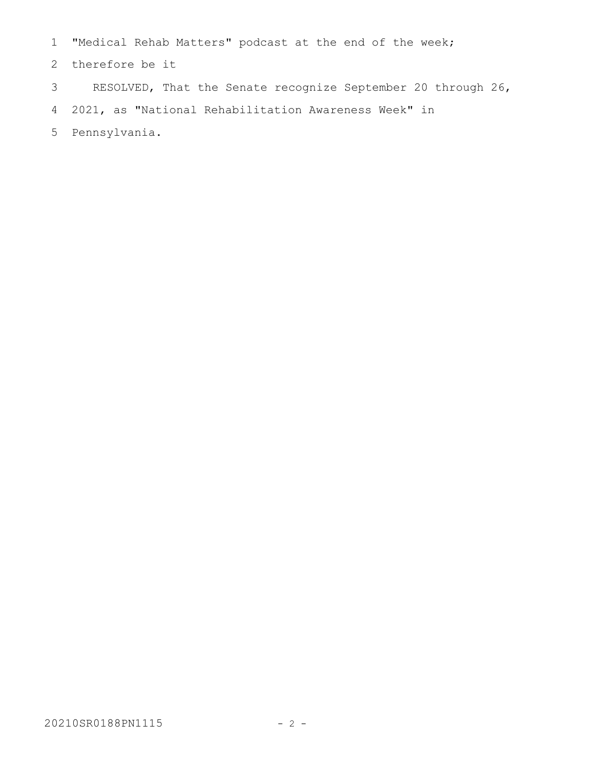"Medical Rehab Matters" podcast at the end of the week; therefore be it

RESOLVED, That the Senate recognize September 20 through 26, 2021, as "National Rehabilitation Awareness Week" in Pennsylvania.